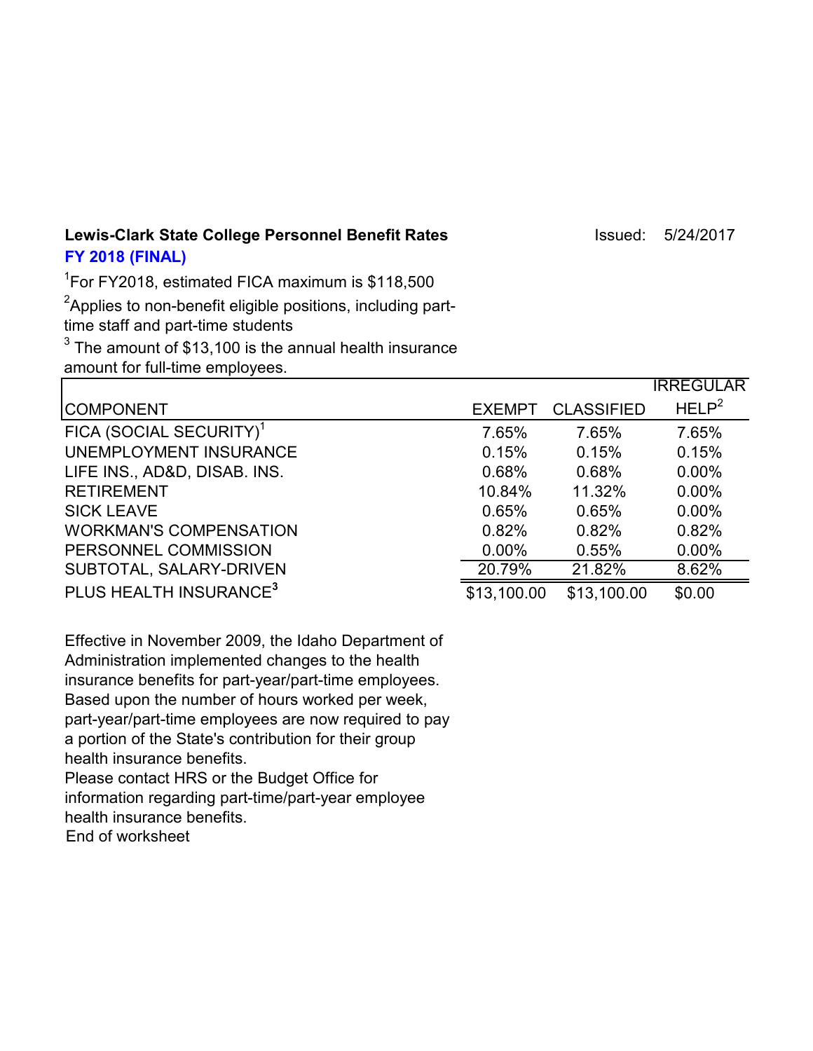**Lewis-Clark State College Personnel Benefit Rates** Issued: 5/24/2017

**FY 2018 (FINAL)**

[1]For FY2018, estimated FICA maximum is $118,500

[2]Applies to non-benefit eligible positions, including part-time staff and part-time students

[3] The amount of $13,100 is the annual health insurance amount for full-time employees.

| COMPONENT | EXEMPT | CLASSIFIED | IRREGULAR HELP[2] |
|---|---|---|---|
| FICA (SOCIAL SECURITY)[1] | 7.65% | 7.65% | 7.65% |
| UNEMPLOYMENT INSURANCE | 0.15% | 0.15% | 0.15% |
| LIFE INS., AD&D, DISAB. INS. | 0.68% | 0.68% | 0.00% |
| RETIREMENT | 10.84% | 11.32% | 0.00% |
| SICK LEAVE | 0.65% | 0.65% | 0.00% |
| WORKMAN'S COMPENSATION | 0.82% | 0.82% | 0.82% |
| PERSONNEL COMMISSION | 0.00% | 0.55% | 0.00% |
| SUBTOTAL, SALARY-DRIVEN | 20.79% | 21.82% | 8.62% |
| PLUS HEALTH INSURANCE[3] | $13,100.00 | $13,100.00 | $0.00 |

Effective in November 2009, the Idaho Department of Administration implemented changes to the health insurance benefits for part-year/part-time employees. Based upon the number of hours worked per week, part-year/part-time employees are now required to pay a portion of the State's contribution for their group health insurance benefits.

Please contact HRS or the Budget Office for information regarding part-time/part-year employee health insurance benefits.

End of worksheet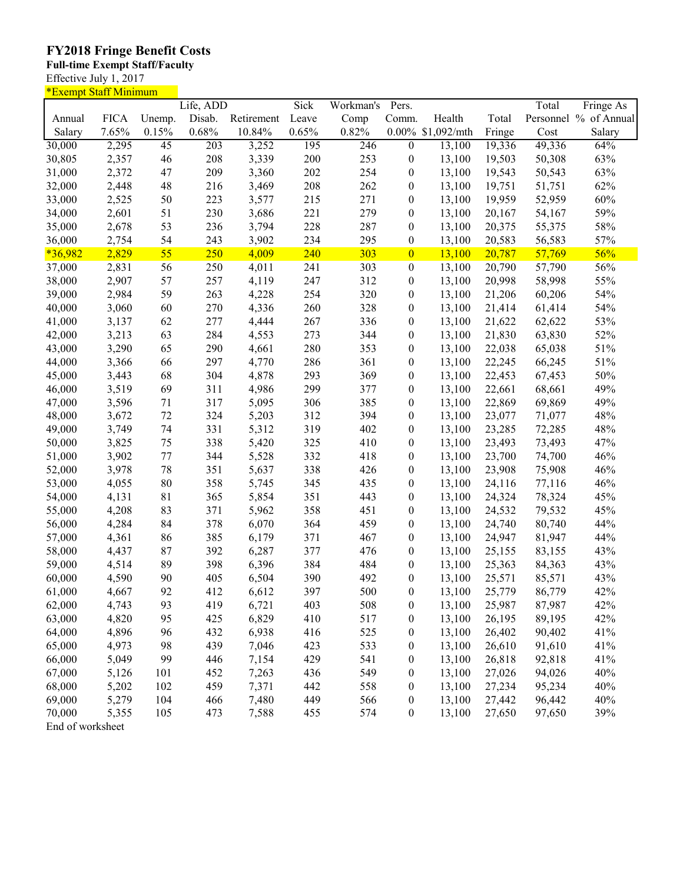# FY2018 Fringe Benefit Costs

**Full-time Exempt Staff/Faculty**

Effective July 1, 2017

*Exempt Staff Minimum

| Annual Salary | FICA 7.65% | Unemp. 0.15% | Life, ADD Disab. 0.68% | Retirement 10.84% | Sick Leave 0.65% | Workman's Comp 0.82% | Pers. Comm. 0.00% | Health $1,092/mth | Total Fringe | Total Personnel Cost | Fringe As % of Annual Salary |
|---|---|---|---|---|---|---|---|---|---|---|---|
| 30,000 | 2,295 | 45 | 203 | 3,252 | 195 | 246 | 0 | 13,100 | 19,336 | 49,336 | 64% |
| 30,805 | 2,357 | 46 | 208 | 3,339 | 200 | 253 | 0 | 13,100 | 19,503 | 50,308 | 63% |
| 31,000 | 2,372 | 47 | 209 | 3,360 | 202 | 254 | 0 | 13,100 | 19,543 | 50,543 | 63% |
| 32,000 | 2,448 | 48 | 216 | 3,469 | 208 | 262 | 0 | 13,100 | 19,751 | 51,751 | 62% |
| 33,000 | 2,525 | 50 | 223 | 3,577 | 215 | 271 | 0 | 13,100 | 19,959 | 52,959 | 60% |
| 34,000 | 2,601 | 51 | 230 | 3,686 | 221 | 279 | 0 | 13,100 | 20,167 | 54,167 | 59% |
| 35,000 | 2,678 | 53 | 236 | 3,794 | 228 | 287 | 0 | 13,100 | 20,375 | 55,375 | 58% |
| 36,000 | 2,754 | 54 | 243 | 3,902 | 234 | 295 | 0 | 13,100 | 20,583 | 56,583 | 57% |
| *36,982 | 2,829 | 55 | 250 | 4,009 | 240 | 303 | 0 | 13,100 | 20,787 | 57,769 | 56% |
| 37,000 | 2,831 | 56 | 250 | 4,011 | 241 | 303 | 0 | 13,100 | 20,790 | 57,790 | 56% |
| 38,000 | 2,907 | 57 | 257 | 4,119 | 247 | 312 | 0 | 13,100 | 20,998 | 58,998 | 55% |
| 39,000 | 2,984 | 59 | 263 | 4,228 | 254 | 320 | 0 | 13,100 | 21,206 | 60,206 | 54% |
| 40,000 | 3,060 | 60 | 270 | 4,336 | 260 | 328 | 0 | 13,100 | 21,414 | 61,414 | 54% |
| 41,000 | 3,137 | 62 | 277 | 4,444 | 267 | 336 | 0 | 13,100 | 21,622 | 62,622 | 53% |
| 42,000 | 3,213 | 63 | 284 | 4,553 | 273 | 344 | 0 | 13,100 | 21,830 | 63,830 | 52% |
| 43,000 | 3,290 | 65 | 290 | 4,661 | 280 | 353 | 0 | 13,100 | 22,038 | 65,038 | 51% |
| 44,000 | 3,366 | 66 | 297 | 4,770 | 286 | 361 | 0 | 13,100 | 22,245 | 66,245 | 51% |
| 45,000 | 3,443 | 68 | 304 | 4,878 | 293 | 369 | 0 | 13,100 | 22,453 | 67,453 | 50% |
| 46,000 | 3,519 | 69 | 311 | 4,986 | 299 | 377 | 0 | 13,100 | 22,661 | 68,661 | 49% |
| 47,000 | 3,596 | 71 | 317 | 5,095 | 306 | 385 | 0 | 13,100 | 22,869 | 69,869 | 49% |
| 48,000 | 3,672 | 72 | 324 | 5,203 | 312 | 394 | 0 | 13,100 | 23,077 | 71,077 | 48% |
| 49,000 | 3,749 | 74 | 331 | 5,312 | 319 | 402 | 0 | 13,100 | 23,285 | 72,285 | 48% |
| 50,000 | 3,825 | 75 | 338 | 5,420 | 325 | 410 | 0 | 13,100 | 23,493 | 73,493 | 47% |
| 51,000 | 3,902 | 77 | 344 | 5,528 | 332 | 418 | 0 | 13,100 | 23,700 | 74,700 | 46% |
| 52,000 | 3,978 | 78 | 351 | 5,637 | 338 | 426 | 0 | 13,100 | 23,908 | 75,908 | 46% |
| 53,000 | 4,055 | 80 | 358 | 5,745 | 345 | 435 | 0 | 13,100 | 24,116 | 77,116 | 46% |
| 54,000 | 4,131 | 81 | 365 | 5,854 | 351 | 443 | 0 | 13,100 | 24,324 | 78,324 | 45% |
| 55,000 | 4,208 | 83 | 371 | 5,962 | 358 | 451 | 0 | 13,100 | 24,532 | 79,532 | 45% |
| 56,000 | 4,284 | 84 | 378 | 6,070 | 364 | 459 | 0 | 13,100 | 24,740 | 80,740 | 44% |
| 57,000 | 4,361 | 86 | 385 | 6,179 | 371 | 467 | 0 | 13,100 | 24,947 | 81,947 | 44% |
| 58,000 | 4,437 | 87 | 392 | 6,287 | 377 | 476 | 0 | 13,100 | 25,155 | 83,155 | 43% |
| 59,000 | 4,514 | 89 | 398 | 6,396 | 384 | 484 | 0 | 13,100 | 25,363 | 84,363 | 43% |
| 60,000 | 4,590 | 90 | 405 | 6,504 | 390 | 492 | 0 | 13,100 | 25,571 | 85,571 | 43% |
| 61,000 | 4,667 | 92 | 412 | 6,612 | 397 | 500 | 0 | 13,100 | 25,779 | 86,779 | 42% |
| 62,000 | 4,743 | 93 | 419 | 6,721 | 403 | 508 | 0 | 13,100 | 25,987 | 87,987 | 42% |
| 63,000 | 4,820 | 95 | 425 | 6,829 | 410 | 517 | 0 | 13,100 | 26,195 | 89,195 | 42% |
| 64,000 | 4,896 | 96 | 432 | 6,938 | 416 | 525 | 0 | 13,100 | 26,402 | 90,402 | 41% |
| 65,000 | 4,973 | 98 | 439 | 7,046 | 423 | 533 | 0 | 13,100 | 26,610 | 91,610 | 41% |
| 66,000 | 5,049 | 99 | 446 | 7,154 | 429 | 541 | 0 | 13,100 | 26,818 | 92,818 | 41% |
| 67,000 | 5,126 | 101 | 452 | 7,263 | 436 | 549 | 0 | 13,100 | 27,026 | 94,026 | 40% |
| 68,000 | 5,202 | 102 | 459 | 7,371 | 442 | 558 | 0 | 13,100 | 27,234 | 95,234 | 40% |
| 69,000 | 5,279 | 104 | 466 | 7,480 | 449 | 566 | 0 | 13,100 | 27,442 | 96,442 | 40% |
| 70,000 | 5,355 | 105 | 473 | 7,588 | 455 | 574 | 0 | 13,100 | 27,650 | 97,650 | 39% |

End of worksheet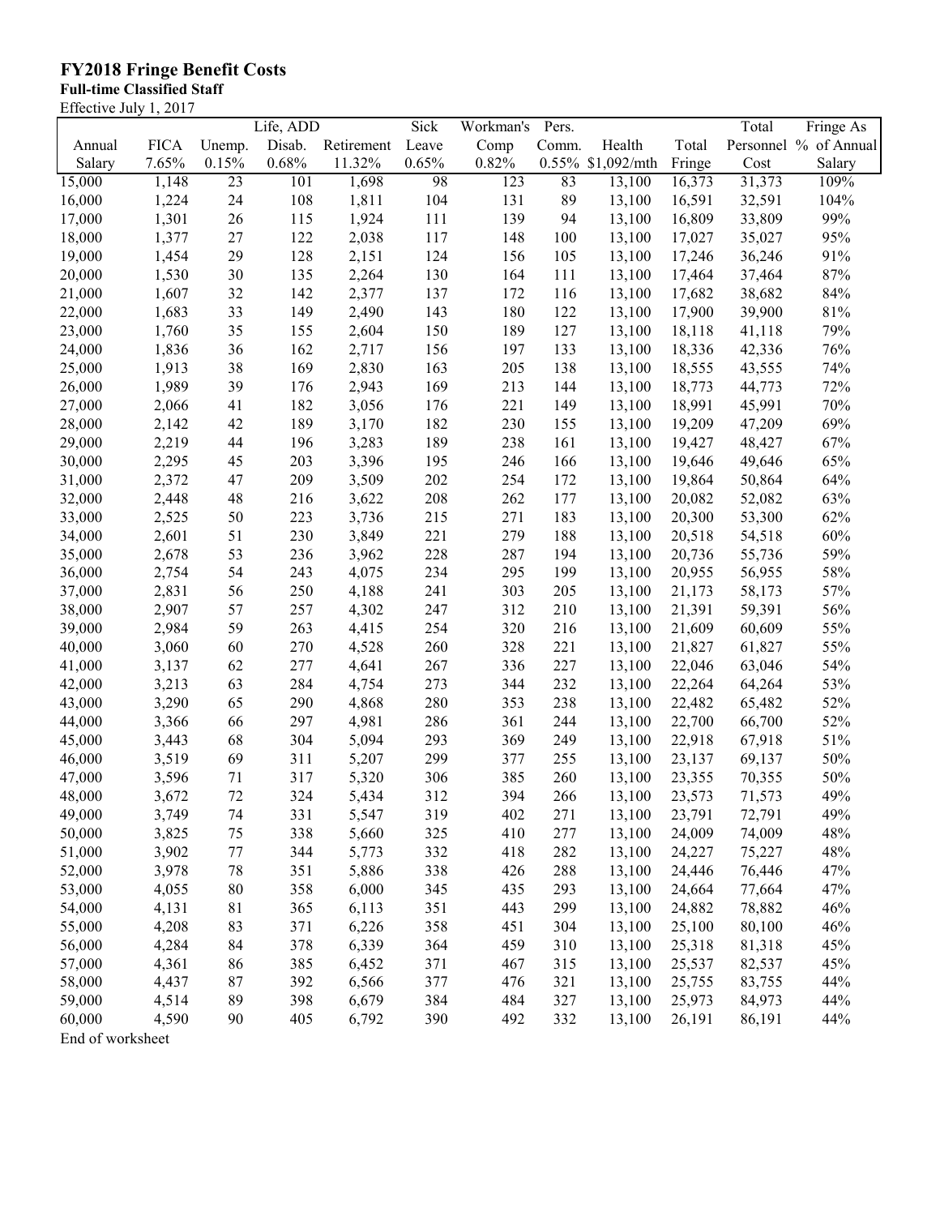# FY2018 Fringe Benefit Costs

**Full-time Classified Staff**

Effective July 1, 2017

| Annual Salary | FICA 7.65% | Unemp. 0.15% | Life, ADD Disab. 0.68% | Retirement 11.32% | Sick Leave 0.65% | Workman's Comp 0.82% | Pers. Comm. 0.55% | Health $1,092/mth | Total Fringe | Total Personnel Cost | Fringe As % of Annual Salary |
|---|---|---|---|---|---|---|---|---|---|---|---|
| 15,000 | 1,148 | 23 | 101 | 1,698 | 98 | 123 | 83 | 13,100 | 16,373 | 31,373 | 109% |
| 16,000 | 1,224 | 24 | 108 | 1,811 | 104 | 131 | 89 | 13,100 | 16,591 | 32,591 | 104% |
| 17,000 | 1,301 | 26 | 115 | 1,924 | 111 | 139 | 94 | 13,100 | 16,809 | 33,809 | 99% |
| 18,000 | 1,377 | 27 | 122 | 2,038 | 117 | 148 | 100 | 13,100 | 17,027 | 35,027 | 95% |
| 19,000 | 1,454 | 29 | 128 | 2,151 | 124 | 156 | 105 | 13,100 | 17,246 | 36,246 | 91% |
| 20,000 | 1,530 | 30 | 135 | 2,264 | 130 | 164 | 111 | 13,100 | 17,464 | 37,464 | 87% |
| 21,000 | 1,607 | 32 | 142 | 2,377 | 137 | 172 | 116 | 13,100 | 17,682 | 38,682 | 84% |
| 22,000 | 1,683 | 33 | 149 | 2,490 | 143 | 180 | 122 | 13,100 | 17,900 | 39,900 | 81% |
| 23,000 | 1,760 | 35 | 155 | 2,604 | 150 | 189 | 127 | 13,100 | 18,118 | 41,118 | 79% |
| 24,000 | 1,836 | 36 | 162 | 2,717 | 156 | 197 | 133 | 13,100 | 18,336 | 42,336 | 76% |
| 25,000 | 1,913 | 38 | 169 | 2,830 | 163 | 205 | 138 | 13,100 | 18,555 | 43,555 | 74% |
| 26,000 | 1,989 | 39 | 176 | 2,943 | 169 | 213 | 144 | 13,100 | 18,773 | 44,773 | 72% |
| 27,000 | 2,066 | 41 | 182 | 3,056 | 176 | 221 | 149 | 13,100 | 18,991 | 45,991 | 70% |
| 28,000 | 2,142 | 42 | 189 | 3,170 | 182 | 230 | 155 | 13,100 | 19,209 | 47,209 | 69% |
| 29,000 | 2,219 | 44 | 196 | 3,283 | 189 | 238 | 161 | 13,100 | 19,427 | 48,427 | 67% |
| 30,000 | 2,295 | 45 | 203 | 3,396 | 195 | 246 | 166 | 13,100 | 19,646 | 49,646 | 65% |
| 31,000 | 2,372 | 47 | 209 | 3,509 | 202 | 254 | 172 | 13,100 | 19,864 | 50,864 | 64% |
| 32,000 | 2,448 | 48 | 216 | 3,622 | 208 | 262 | 177 | 13,100 | 20,082 | 52,082 | 63% |
| 33,000 | 2,525 | 50 | 223 | 3,736 | 215 | 271 | 183 | 13,100 | 20,300 | 53,300 | 62% |
| 34,000 | 2,601 | 51 | 230 | 3,849 | 221 | 279 | 188 | 13,100 | 20,518 | 54,518 | 60% |
| 35,000 | 2,678 | 53 | 236 | 3,962 | 228 | 287 | 194 | 13,100 | 20,736 | 55,736 | 59% |
| 36,000 | 2,754 | 54 | 243 | 4,075 | 234 | 295 | 199 | 13,100 | 20,955 | 56,955 | 58% |
| 37,000 | 2,831 | 56 | 250 | 4,188 | 241 | 303 | 205 | 13,100 | 21,173 | 58,173 | 57% |
| 38,000 | 2,907 | 57 | 257 | 4,302 | 247 | 312 | 210 | 13,100 | 21,391 | 59,391 | 56% |
| 39,000 | 2,984 | 59 | 263 | 4,415 | 254 | 320 | 216 | 13,100 | 21,609 | 60,609 | 55% |
| 40,000 | 3,060 | 60 | 270 | 4,528 | 260 | 328 | 221 | 13,100 | 21,827 | 61,827 | 55% |
| 41,000 | 3,137 | 62 | 277 | 4,641 | 267 | 336 | 227 | 13,100 | 22,046 | 63,046 | 54% |
| 42,000 | 3,213 | 63 | 284 | 4,754 | 273 | 344 | 232 | 13,100 | 22,264 | 64,264 | 53% |
| 43,000 | 3,290 | 65 | 290 | 4,868 | 280 | 353 | 238 | 13,100 | 22,482 | 65,482 | 52% |
| 44,000 | 3,366 | 66 | 297 | 4,981 | 286 | 361 | 244 | 13,100 | 22,700 | 66,700 | 52% |
| 45,000 | 3,443 | 68 | 304 | 5,094 | 293 | 369 | 249 | 13,100 | 22,918 | 67,918 | 51% |
| 46,000 | 3,519 | 69 | 311 | 5,207 | 299 | 377 | 255 | 13,100 | 23,137 | 69,137 | 50% |
| 47,000 | 3,596 | 71 | 317 | 5,320 | 306 | 385 | 260 | 13,100 | 23,355 | 70,355 | 50% |
| 48,000 | 3,672 | 72 | 324 | 5,434 | 312 | 394 | 266 | 13,100 | 23,573 | 71,573 | 49% |
| 49,000 | 3,749 | 74 | 331 | 5,547 | 319 | 402 | 271 | 13,100 | 23,791 | 72,791 | 49% |
| 50,000 | 3,825 | 75 | 338 | 5,660 | 325 | 410 | 277 | 13,100 | 24,009 | 74,009 | 48% |
| 51,000 | 3,902 | 77 | 344 | 5,773 | 332 | 418 | 282 | 13,100 | 24,227 | 75,227 | 48% |
| 52,000 | 3,978 | 78 | 351 | 5,886 | 338 | 426 | 288 | 13,100 | 24,446 | 76,446 | 47% |
| 53,000 | 4,055 | 80 | 358 | 6,000 | 345 | 435 | 293 | 13,100 | 24,664 | 77,664 | 47% |
| 54,000 | 4,131 | 81 | 365 | 6,113 | 351 | 443 | 299 | 13,100 | 24,882 | 78,882 | 46% |
| 55,000 | 4,208 | 83 | 371 | 6,226 | 358 | 451 | 304 | 13,100 | 25,100 | 80,100 | 46% |
| 56,000 | 4,284 | 84 | 378 | 6,339 | 364 | 459 | 310 | 13,100 | 25,318 | 81,318 | 45% |
| 57,000 | 4,361 | 86 | 385 | 6,452 | 371 | 467 | 315 | 13,100 | 25,537 | 82,537 | 45% |
| 58,000 | 4,437 | 87 | 392 | 6,566 | 377 | 476 | 321 | 13,100 | 25,755 | 83,755 | 44% |
| 59,000 | 4,514 | 89 | 398 | 6,679 | 384 | 484 | 327 | 13,100 | 25,973 | 84,973 | 44% |
| 60,000 | 4,590 | 90 | 405 | 6,792 | 390 | 492 | 332 | 13,100 | 26,191 | 86,191 | 44% |

End of worksheet